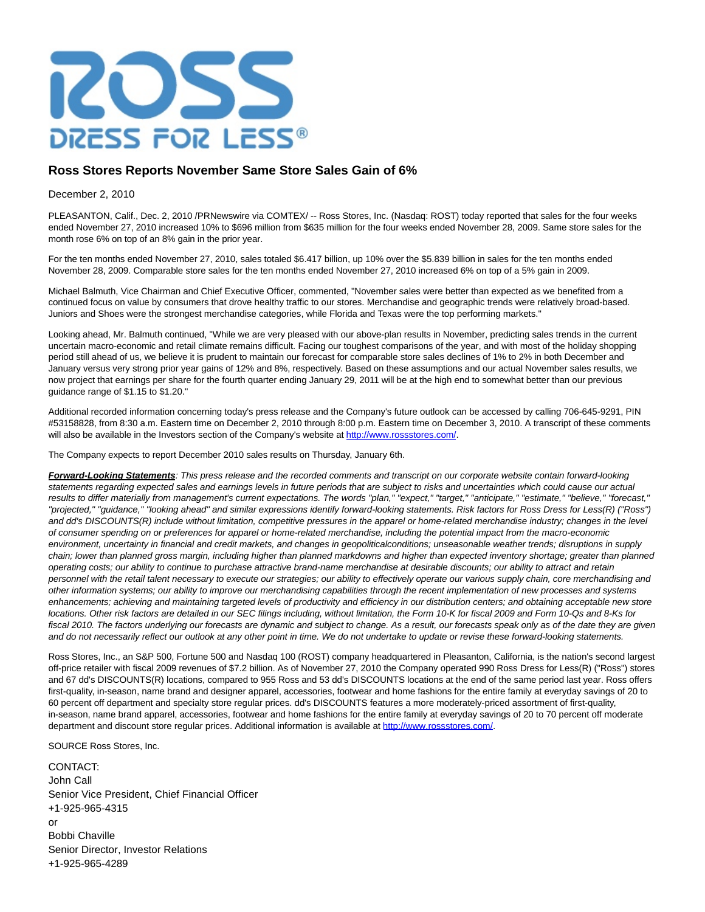# Ross Stores Reports November Same Store Sales Gain of 6%

December 2, 2010

PLEASANTON, Calif., Dec. 2, 2010 /PRNewswire via COMTEX/ -- Ross Stores, Inc. (Nasdaq: ROST) today reported that sales for the four weeks ended November 27, 2010 increased 10% to $696 million from $635 million for the four weeks ended November 28, 2009. Same store sales for the month rose 6% on top of an 8% gain in the prior year.

For the ten months ended November 27, 2010, sales totaled $6.417 billion, up 10% over the $5.839 billion in sales for the ten months ended November 28, 2009. Comparable store sales for the ten months ended November 27, 2010 increased 6% on top of a 5% gain in 2009.

Michael Balmuth, Vice Chairman and Chief Executive Officer, commented, "November sales were better than expected as we benefited from a continued focus on value by consumers that drove healthy traffic to our stores. Merchandise and geographic trends were relatively broad-based. Juniors and Shoes were the strongest merchandise categories, while Florida and Texas were the top performing markets."

Looking ahead, Mr. Balmuth continued, "While we are very pleased with our above-plan results in November, predicting sales trends in the current uncertain macro-economic and retail climate remains difficult. Facing our toughest comparisons of the year, and with most of the holiday shopping period still ahead of us, we believe it is prudent to maintain our forecast for comparable store sales declines of 1% to 2% in both December and January versus very strong prior year gains of 12% and 8%, respectively. Based on these assumptions and our actual November sales results, we now project that earnings per share for the fourth quarter ending January 29, 2011 will be at the high end to somewhat better than our previous guidance range of $1.15 to $1.20."

Additional recorded information concerning today's press release and the Company's future outlook can be accessed by calling 706-645-9291, PIN #53158828, from 8:30 a.m. Eastern time on December 2, 2010 through 8:00 p.m. Eastern time on December 3, 2010. A transcript of these comments will also be available in the Investors section of the Company's website at http://www.rossstores.com/.

The Company expects to report December 2010 sales results on Thursday, January 6th.

***Forward-Looking Statements***: *This press release and the recorded comments and transcript on our corporate website contain forward-looking statements regarding expected sales and earnings levels in future periods that are subject to risks and uncertainties which could cause our actual results to differ materially from management's current expectations. The words "plan," "expect," "target," "anticipate," "estimate," "believe," "forecast," "projected," "guidance," "looking ahead" and similar expressions identify forward-looking statements. Risk factors for Ross Dress for Less(R) ("Ross") and dd's DISCOUNTS(R) include without limitation, competitive pressures in the apparel or home-related merchandise industry; changes in the level of consumer spending on or preferences for apparel or home-related merchandise, including the potential impact from the macro-economic environment, uncertainty in financial and credit markets, and changes in geopoliticalconditions; unseasonable weather trends; disruptions in supply chain; lower than planned gross margin, including higher than planned markdowns and higher than expected inventory shortage; greater than planned operating costs; our ability to continue to purchase attractive brand-name merchandise at desirable discounts; our ability to attract and retain personnel with the retail talent necessary to execute our strategies; our ability to effectively operate our various supply chain, core merchandising and other information systems; our ability to improve our merchandising capabilities through the recent implementation of new processes and systems enhancements; achieving and maintaining targeted levels of productivity and efficiency in our distribution centers; and obtaining acceptable new store locations. Other risk factors are detailed in our SEC filings including, without limitation, the Form 10-K for fiscal 2009 and Form 10-Qs and 8-Ks for fiscal 2010. The factors underlying our forecasts are dynamic and subject to change. As a result, our forecasts speak only as of the date they are given and do not necessarily reflect our outlook at any other point in time. We do not undertake to update or revise these forward-looking statements.*

Ross Stores, Inc., an S&P 500, Fortune 500 and Nasdaq 100 (ROST) company headquartered in Pleasanton, California, is the nation's second largest off-price retailer with fiscal 2009 revenues of $7.2 billion. As of November 27, 2010 the Company operated 990 Ross Dress for Less(R) ("Ross") stores and 67 dd's DISCOUNTS(R) locations, compared to 955 Ross and 53 dd's DISCOUNTS locations at the end of the same period last year. Ross offers first-quality, in-season, name brand and designer apparel, accessories, footwear and home fashions for the entire family at everyday savings of 20 to 60 percent off department and specialty store regular prices. dd's DISCOUNTS features a more moderately-priced assortment of first-quality, in-season, name brand apparel, accessories, footwear and home fashions for the entire family at everyday savings of 20 to 70 percent off moderate department and discount store regular prices. Additional information is available at http://www.rossstores.com/.

SOURCE Ross Stores, Inc.

CONTACT:
John Call
Senior Vice President, Chief Financial Officer
+1-925-965-4315
or
Bobbi Chaville
Senior Director, Investor Relations
+1-925-965-4289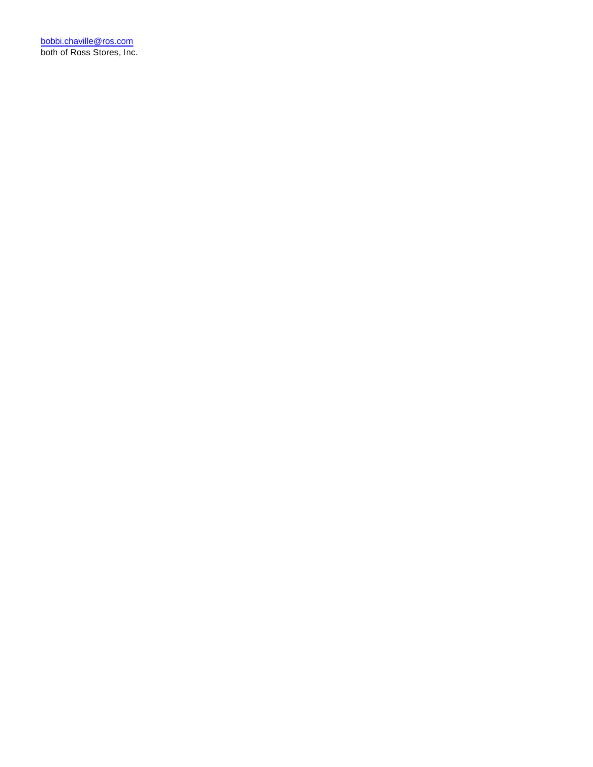bobbi.chaville@ros.com
both of Ross Stores, Inc.